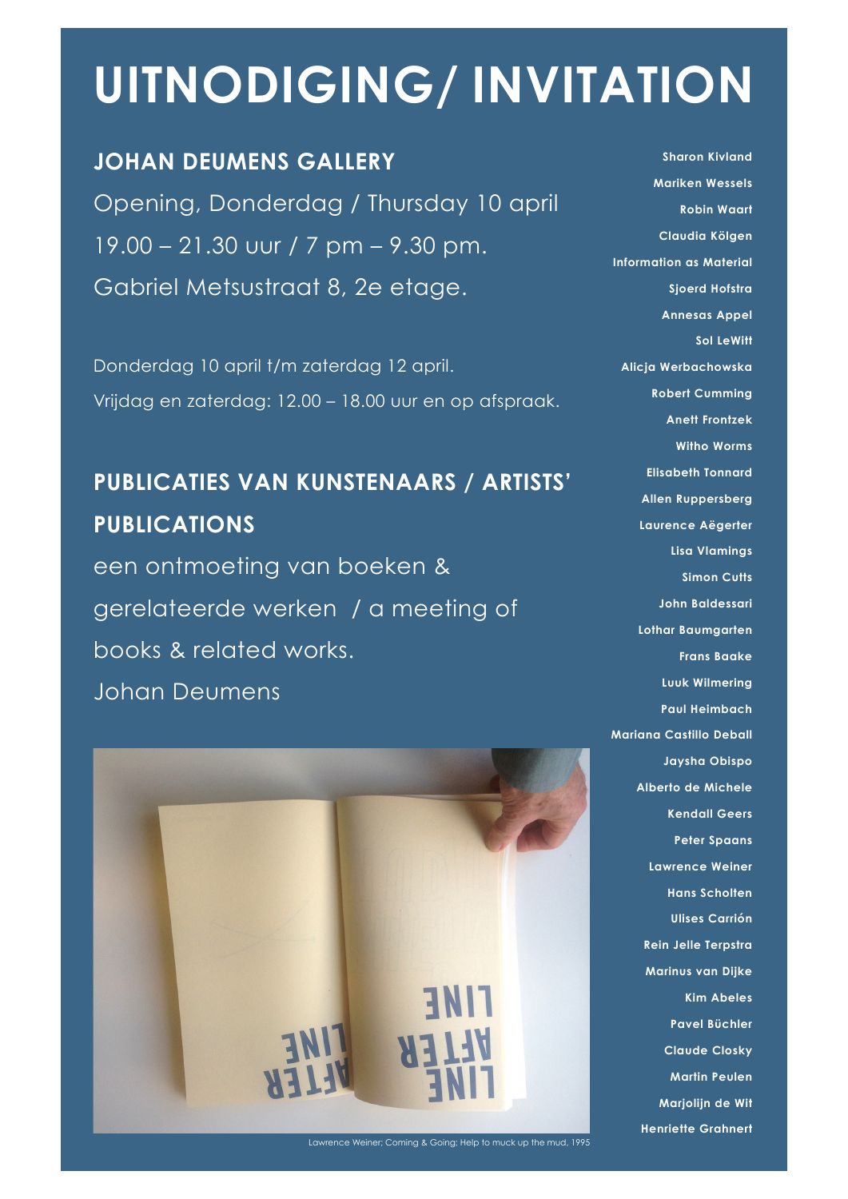# UITNODIGING/ INVITATION

## JOHAN DEUMENS GALLERY

Opening, Donderdag / Thursday 10 april

19.00 – 21.30 uur / 7 pm – 9.30 pm.

Gabriel Metsustraat 8, 2e etage.

Donderdag 10 april t/m zaterdag 12 april.

Vrijdag en zaterdag: 12.00 – 18.00 uur en op afspraak.

## PUBLICATIES VAN KUNSTENAARS / ARTISTS' PUBLICATIONS

een ontmoeting van boeken & gerelateerde werken / a meeting of books & related works.

Johan Deumens

Lawrence Weiner; Coming & Going; Help to muck up the mud, 1995

**Sharon Kivland**
**Mariken Wessels**
**Robin Waart**
**Claudia Kölgen**
**Information as Material**
**Sjoerd Hofstra**
**Annesas Appel**
**Sol LeWitt**
**Alicja Werbachowska**
**Robert Cumming**
**Anett Frontzek**
**Witho Worms**
**Elisabeth Tonnard**
**Allen Ruppersberg**
**Laurence Aëgerter**
**Lisa Vlamings**
**Simon Cutts**
**John Baldessari**
**Lothar Baumgarten**
**Frans Baake**
**Luuk Wilmering**
**Paul Heimbach**
**Mariana Castillo Deball**
**Jaysha Obispo**
**Alberto de Michele**
**Kendall Geers**
**Peter Spaans**
**Lawrence Weiner**
**Hans Scholten**
**Ulises Carrión**
**Rein Jelle Terpstra**
**Marinus van Dijke**
**Kim Abeles**
**Pavel Büchler**
**Claude Closky**
**Martin Peulen**
**Marjolijn de Wit**
**Henriette Grahnert**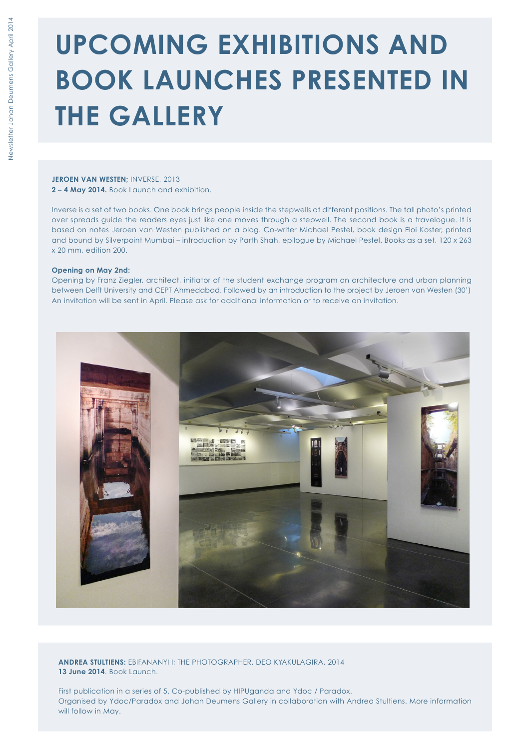# UPCOMING EXHIBITIONS AND BOOK LAUNCHES PRESENTED IN THE GALLERY

**JEROEN VAN WESTEN;** INVERSE, 2013
**2 – 4 May 2014.** Book Launch and exhibition.

Inverse is a set of two books. One book brings people inside the stepwells at different positions. The tall photo's printed over spreads guide the readers eyes just like one moves through a stepwell. The second book is a travelogue. It is based on notes Jeroen van Westen published on a blog. Co-writer Michael Pestel, book design Eloi Koster, printed and bound by Silverpoint Mumbai – introduction by Parth Shah, epilogue by Michael Pestel. Books as a set, 120 x 263 x 20 mm, edition 200.

**Opening on May 2nd:**
Opening by Franz Ziegler, architect, initiator of the student exchange program on architecture and urban planning between Delft University and CEPT Ahmedabad. Followed by an introduction to the project by Jeroen van Westen (30') An invitation will be sent in April. Please ask for additional information or to receive an invitation.

**ANDREA STULTIENS:** EBIFANANYI I; THE PHOTOGRAPHER, DEO KYAKULAGIRA, 2014
**13 June 2014**. Book Launch.

First publication in a series of 5. Co-published by HIPUganda and Ydoc / Paradox.
Organised by Ydoc/Paradox and Johan Deumens Gallery in collaboration with Andrea Stultiens. More information will follow in May.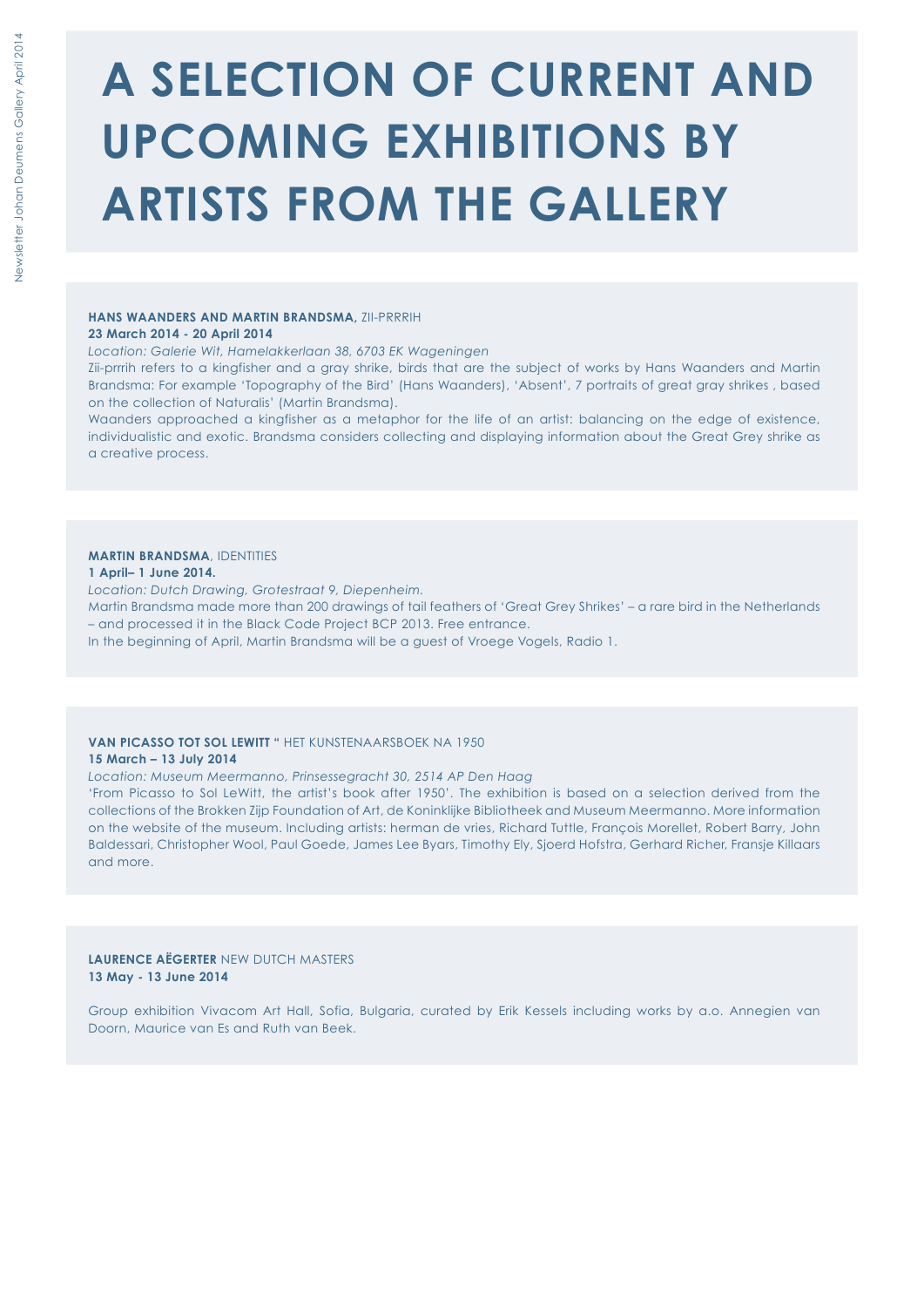# A SELECTION OF CURRENT AND UPCOMING EXHIBITIONS BY ARTISTS FROM THE GALLERY

**HANS WAANDERS AND MARTIN BRANDSMA,** ZII-PRRRIH
**23 March 2014 - 20 April 2014**
*Location: Galerie Wit, Hamelakkerlaan 38, 6703 EK Wageningen*
Zii-prrrih refers to a kingfisher and a gray shrike, birds that are the subject of works by Hans Waanders and Martin Brandsma: For example 'Topography of the Bird' (Hans Waanders), 'Absent', 7 portraits of great gray shrikes , based on the collection of Naturalis' (Martin Brandsma).
Waanders approached a kingfisher as a metaphor for the life of an artist: balancing on the edge of existence, individualistic and exotic. Brandsma considers collecting and displaying information about the Great Grey shrike as a creative process.

**MARTIN BRANDSMA**, IDENTITIES
**1 April– 1 June 2014.**
*Location: Dutch Drawing, Grotestraat 9, Diepenheim.*
Martin Brandsma made more than 200 drawings of tail feathers of 'Great Grey Shrikes' – a rare bird in the Netherlands – and processed it in the Black Code Project BCP 2013. Free entrance.
In the beginning of April, Martin Brandsma will be a guest of Vroege Vogels, Radio 1.

**VAN PICASSO TOT SOL LEWITT "** HET KUNSTENAARSBOEK NA 1950
**15 March – 13 July 2014**
*Location: Museum Meermanno, Prinsessegracht 30, 2514 AP Den Haag*
'From Picasso to Sol LeWitt, the artist's book after 1950'. The exhibition is based on a selection derived from the collections of the Brokken Zijp Foundation of Art, de Koninklijke Bibliotheek and Museum Meermanno. More information on the website of the museum. Including artists: herman de vries, Richard Tuttle, François Morellet, Robert Barry, John Baldessari, Christopher Wool, Paul Goede, James Lee Byars, Timothy Ely, Sjoerd Hofstra, Gerhard Richer, Fransje Killaars and more.

**LAURENCE AËGERTER** NEW DUTCH MASTERS
**13 May - 13 June 2014**

Group exhibition Vivacom Art Hall, Sofia, Bulgaria, curated by Erik Kessels including works by a.o. Annegien van Doorn, Maurice van Es and Ruth van Beek.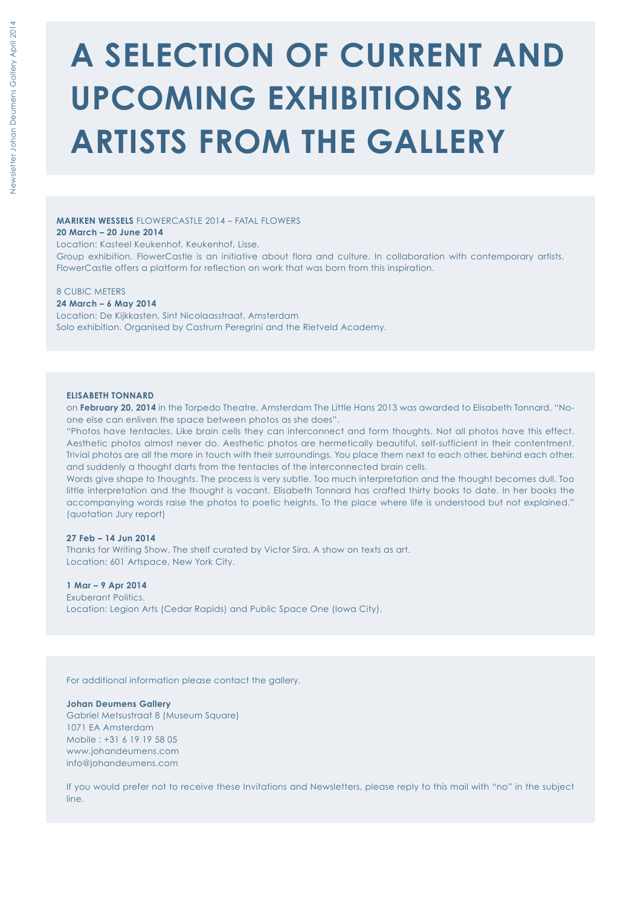# A SELECTION OF CURRENT AND UPCOMING EXHIBITIONS BY ARTISTS FROM THE GALLERY

**MARIKEN WESSELS** FLOWERCASTLE 2014 – FATAL FLOWERS
**20 March – 20 June 2014**
Location: Kasteel Keukenhof, Keukenhof, Lisse.
Group exhibition. FlowerCastle is an initiative about flora and culture. In collaboration with contemporary artists, FlowerCastle offers a platform for reflection on work that was born from this inspiration.

8 CUBIC METERS
**24 March – 6 May 2014**
Location: De Kijkkasten, Sint Nicolaasstraat, Amsterdam
Solo exhibition. Organised by Castrum Peregrini and the Rietveld Academy.

**ELISABETH TONNARD**
on **February 20, 2014** in the Torpedo Theatre, Amsterdam The Little Hans 2013 was awarded to Elisabeth Tonnard. "No-one else can enliven the space between photos as she does".
"Photos have tentacles. Like brain cells they can interconnect and form thoughts. Not all photos have this effect. Aesthetic photos almost never do. Aesthetic photos are hermetically beautiful, self-sufficient in their contentment. Trivial photos are all the more in touch with their surroundings. You place them next to each other, behind each other, and suddenly a thought darts from the tentacles of the interconnected brain cells.
Words give shape to thoughts. The process is very subtle. Too much interpretation and the thought becomes dull. Too little interpretation and the thought is vacant. Elisabeth Tonnard has crafted thirty books to date. In her books the accompanying words raise the photos to poetic heights. To the place where life is understood but not explained." (quotation Jury report)

**27 Feb – 14 Jun 2014**
Thanks for Writing Show. The shelf curated by Victor Sira. A show on texts as art.
Location: 601 Artspace, New York City.

**1 Mar – 9 Apr 2014**
Exuberant Politics.
Location: Legion Arts (Cedar Rapids) and Public Space One (Iowa City).

For additional information please contact the gallery.

**Johan Deumens Gallery**
Gabriel Metsustraat 8 (Museum Square)
1071 EA Amsterdam
Mobile : +31 6 19 19 58 05
www.johandeumens.com
info@johandeumens.com

If you would prefer not to receive these Invitations and Newsletters, please reply to this mail with "no" in the subject line.